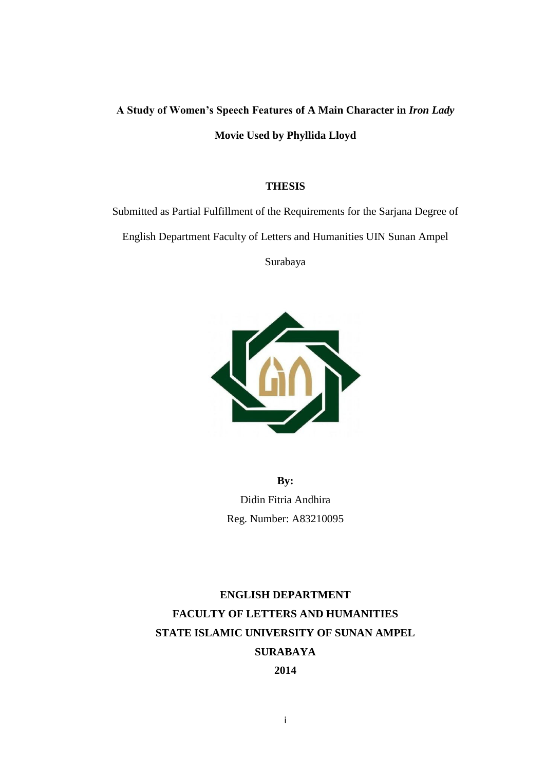**A Study of Women's Speech Features of A Main Character in *Iron Lady* Movie Used by Phyllida Lloyd**

**THESIS**

Submitted as Partial Fulfillment of the Requirements for the Sarjana Degree of English Department Faculty of Letters and Humanities UIN Sunan Ampel Surabaya

**By:**

Didin Fitria Andhira

Reg. Number: A83210095

**ENGLISH DEPARTMENT**

**FACULTY OF LETTERS AND HUMANITIES**

**STATE ISLAMIC UNIVERSITY OF SUNAN AMPEL**

**SURABAYA**

**2014**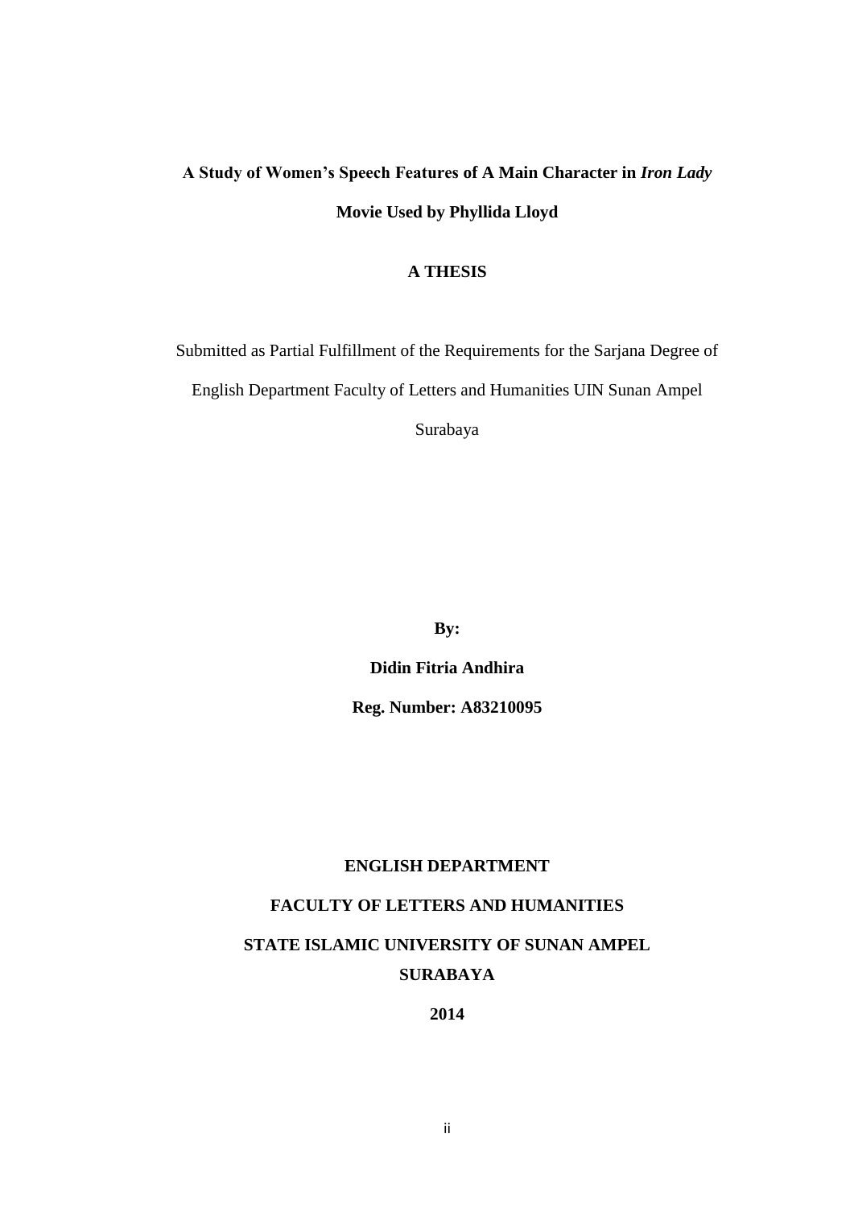**A Study of Women's Speech Features of A Main Character in *Iron Lady* Movie Used by Phyllida Lloyd**

**A THESIS**

Submitted as Partial Fulfillment of the Requirements for the Sarjana Degree of English Department Faculty of Letters and Humanities UIN Sunan Ampel Surabaya

**By:**

**Didin Fitria Andhira**

**Reg. Number: A83210095**

**ENGLISH DEPARTMENT**

**FACULTY OF LETTERS AND HUMANITIES**

**STATE ISLAMIC UNIVERSITY OF SUNAN AMPEL SURABAYA**

**2014**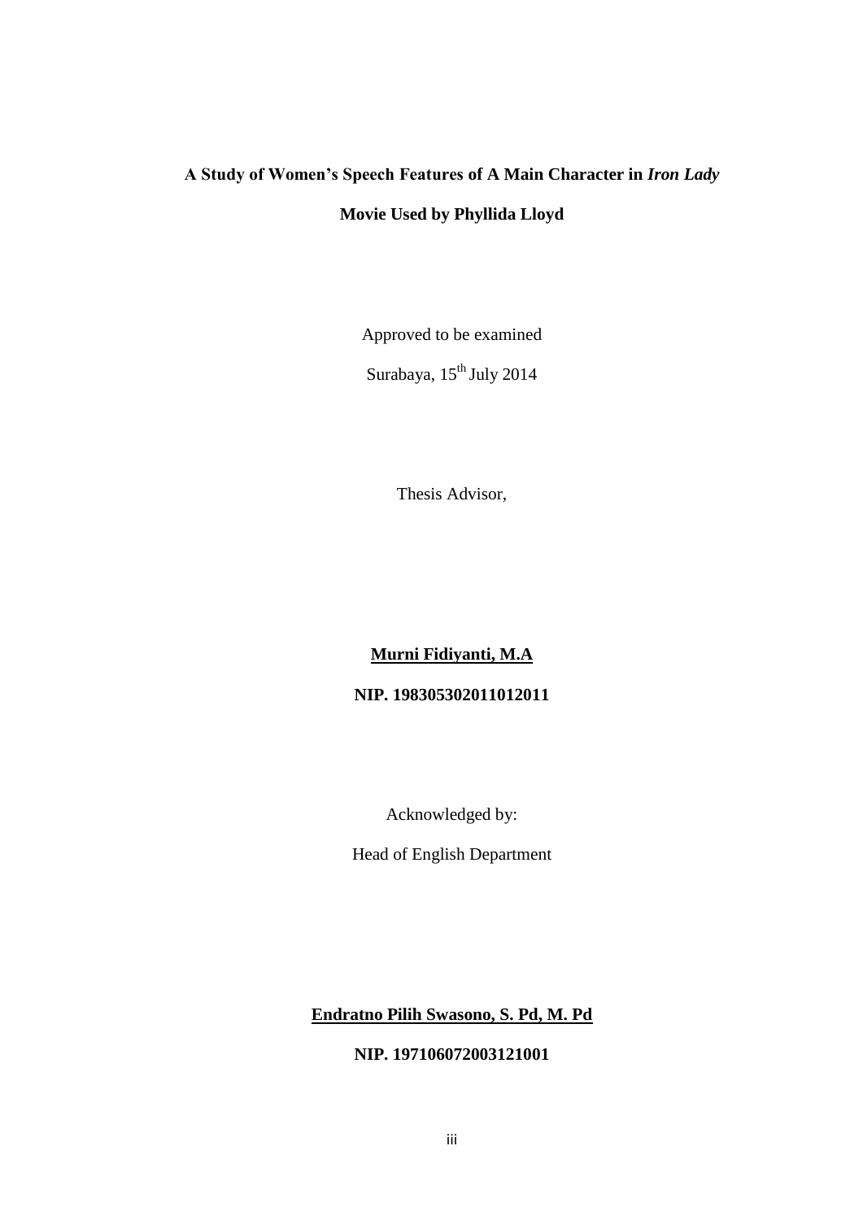**A Study of Women's Speech Features of A Main Character in *Iron Lady* Movie Used by Phyllida Lloyd**

Approved to be examined

Surabaya, 15th July 2014

Thesis Advisor,

**Murni Fidiyanti, M.A**

**NIP. 198305302011012011**

Acknowledged by:

Head of English Department

**Endratno Pilih Swasono, S. Pd, M. Pd**

**NIP. 197106072003121001**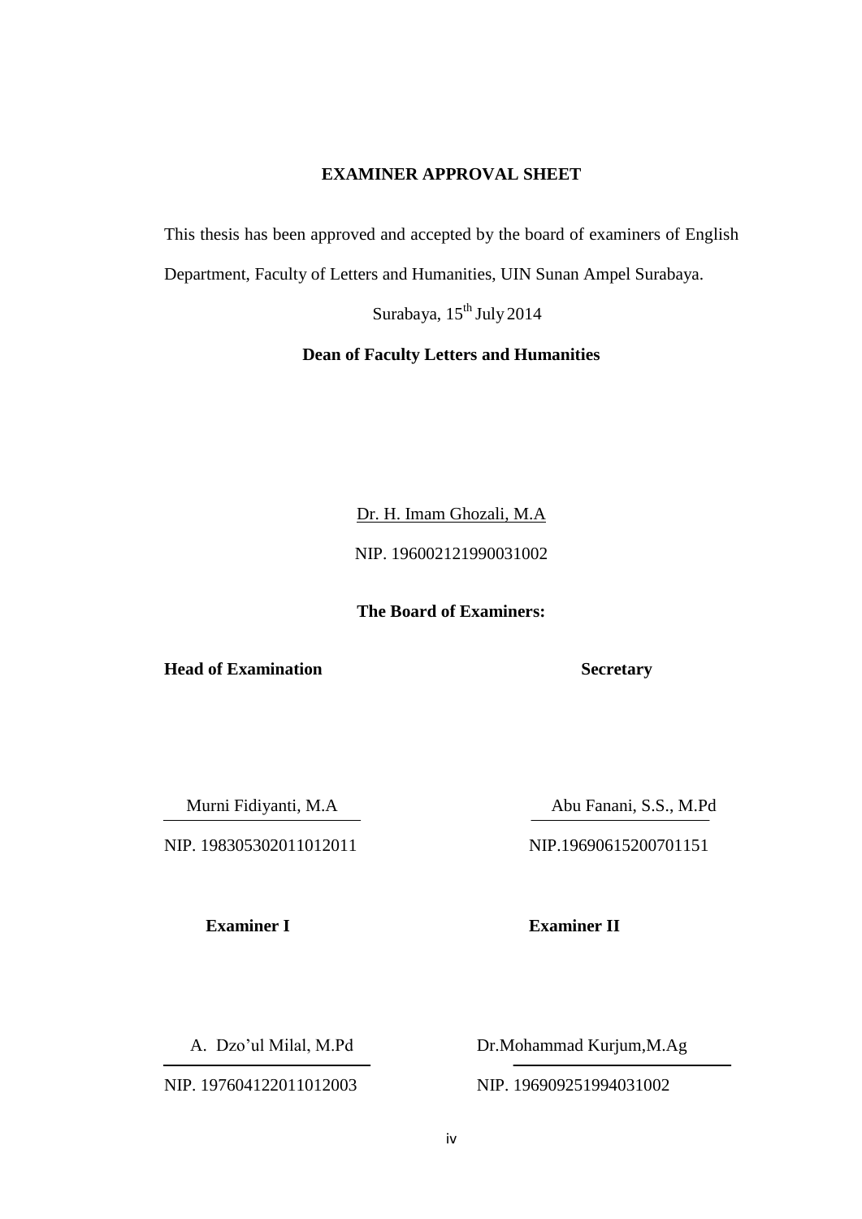**EXAMINER APPROVAL SHEET**

This thesis has been approved and accepted by the board of examiners of English Department, Faculty of Letters and Humanities, UIN Sunan Ampel Surabaya.

Surabaya, 15th July 2014

**Dean of Faculty Letters and Humanities**

Dr. H. Imam Ghozali, M.A

NIP. 196002121990031002

**The Board of Examiners:**

**Head of Examination**

Murni Fidiyanti, M.A

NIP. 198305302011012011

**Secretary**

Abu Fanani, S.S., M.Pd

NIP.19690615200701151

**Examiner I**

A. Dzo'ul Milal, M.Pd

NIP. 197604122011012003

**Examiner II**

Dr.Mohammad Kurjum,M.Ag

NIP. 196909251994031002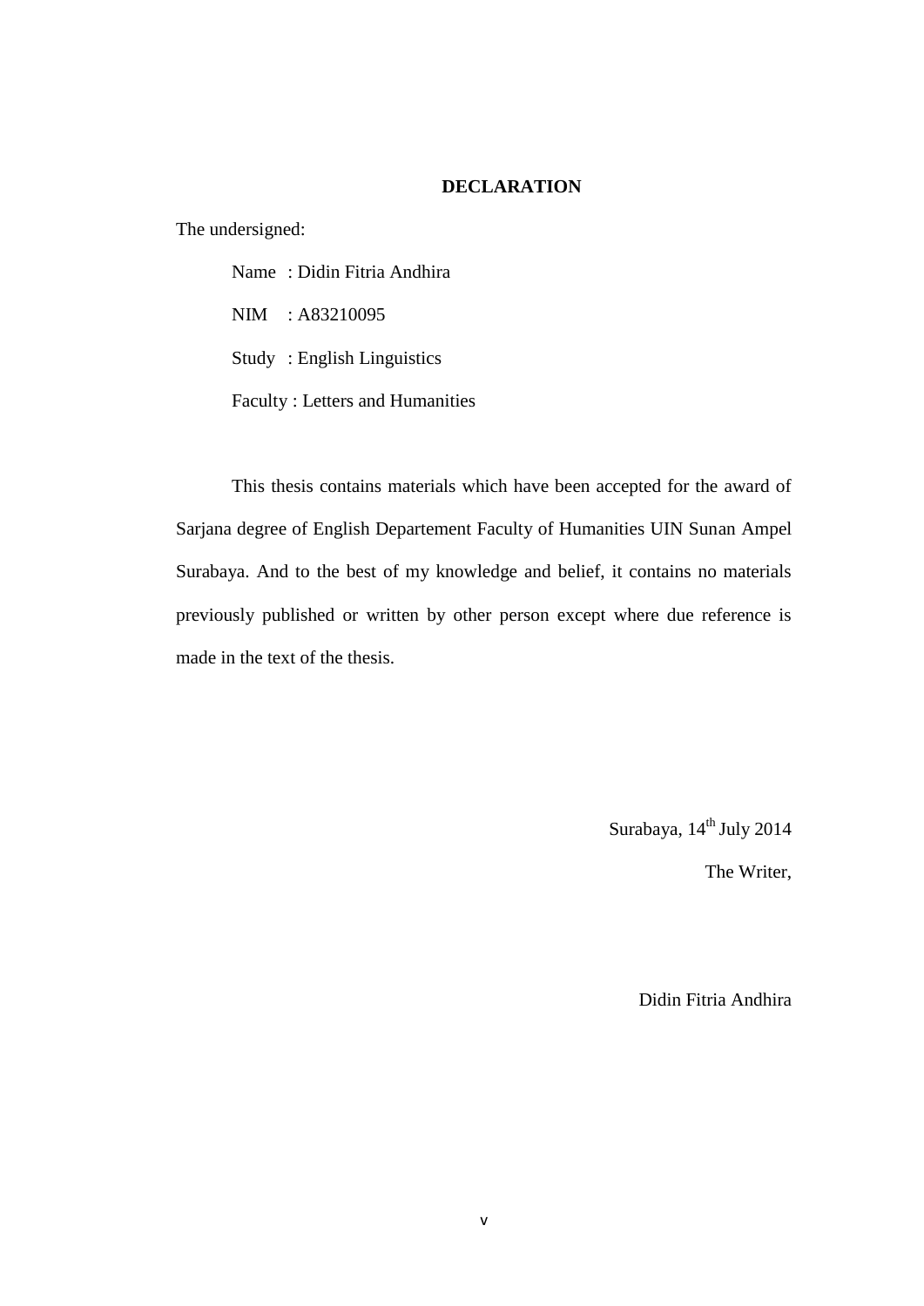# DECLARATION

The undersigned:

Name : Didin Fitria Andhira

NIM : A83210095

Study : English Linguistics

Faculty : Letters and Humanities

This thesis contains materials which have been accepted for the award of Sarjana degree of English Departement Faculty of Humanities UIN Sunan Ampel Surabaya. And to the best of my knowledge and belief, it contains no materials previously published or written by other person except where due reference is made in the text of the thesis.

Surabaya, 14th July 2014

The Writer,

Didin Fitria Andhira